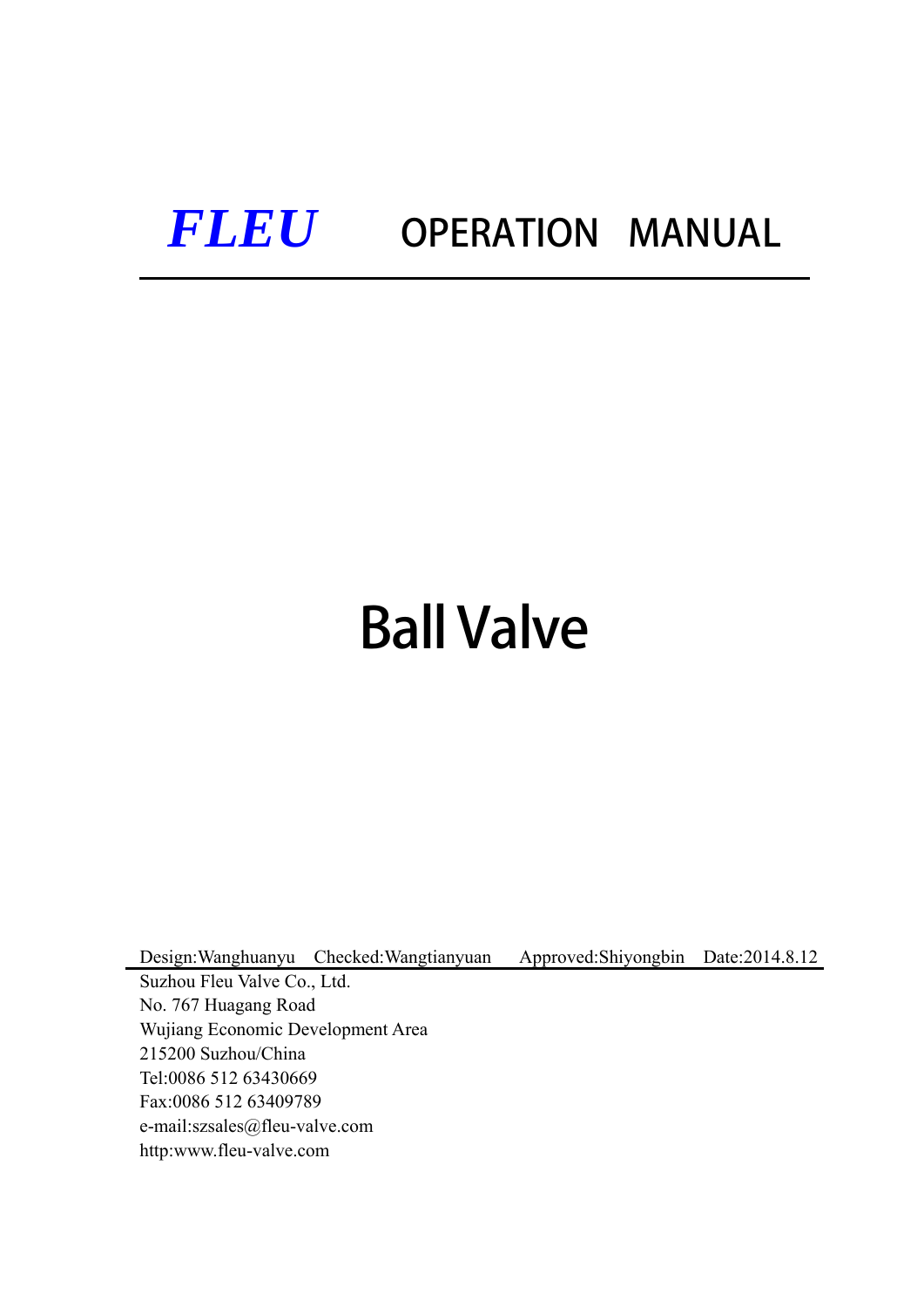# *FLEU* OPERATION MANUAL

# Ball Valve

Design:Wanghuanyu Checked:Wangtianyuan Approved:Shiyongbin Date:2014.8.12

Suzhou Fleu Valve Co., Ltd.
No. 767 Huagang Road
Wujiang Economic Development Area
215200 Suzhou/China
Tel:0086 512 63430669
Fax:0086 512 63409789
e-mail:szsales@fleu-valve.com
http:www.fleu-valve.com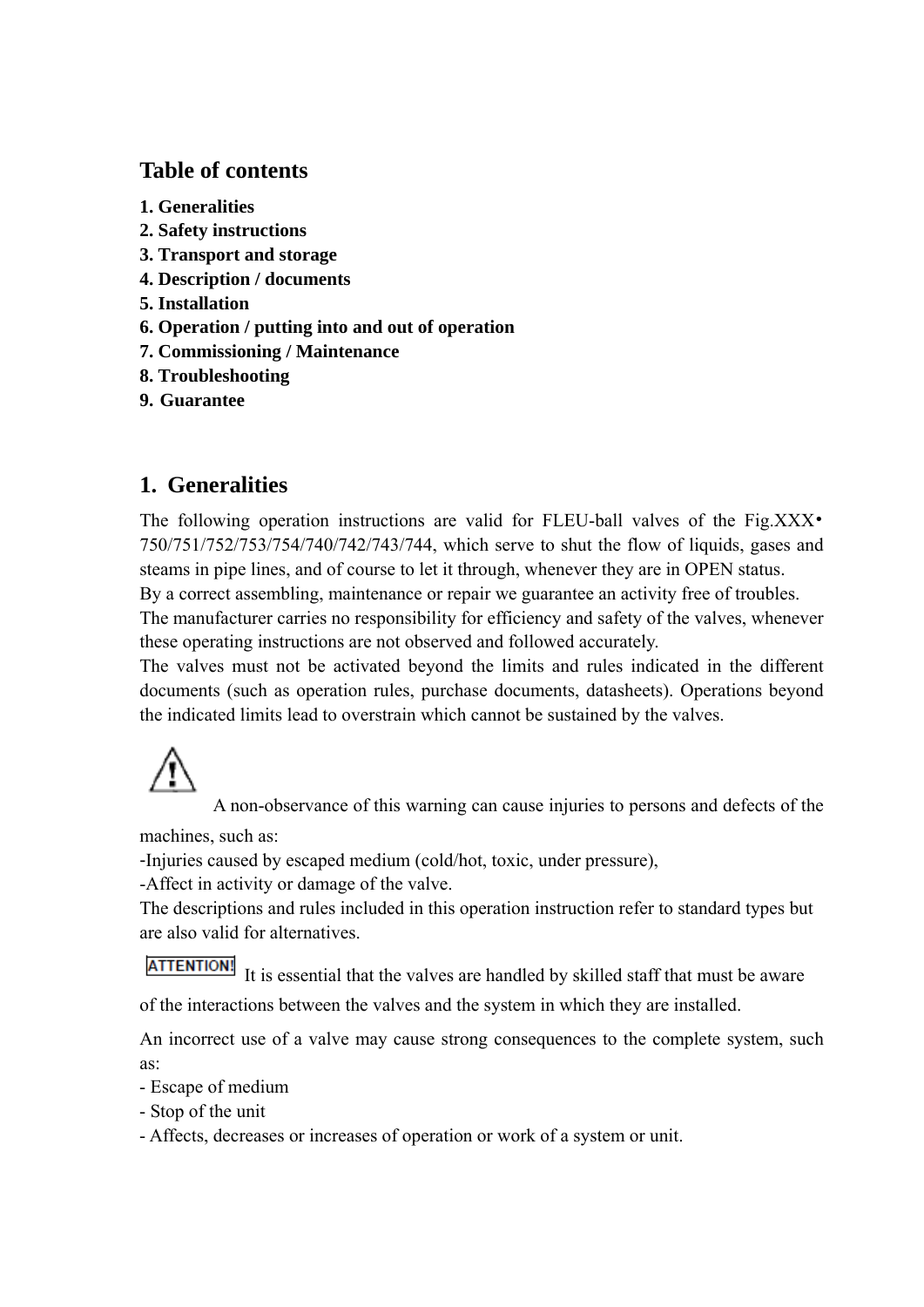## Table of contents

**1. Generalities**
**2. Safety instructions**
**3. Transport and storage**
**4. Description / documents**
**5. Installation**
**6. Operation / putting into and out of operation**
**7. Commissioning / Maintenance**
**8. Troubleshooting**
**9. Guarantee**

## 1. Generalities

The following operation instructions are valid for FLEU-ball valves of the Fig.XXX• 750/751/752/753/754/740/742/743/744, which serve to shut the flow of liquids, gases and steams in pipe lines, and of course to let it through, whenever they are in OPEN status.
By a correct assembling, maintenance or repair we guarantee an activity free of troubles.
The manufacturer carries no responsibility for efficiency and safety of the valves, whenever these operating instructions are not observed and followed accurately.
The valves must not be activated beyond the limits and rules indicated in the different documents (such as operation rules, purchase documents, datasheets). Operations beyond the indicated limits lead to overstrain which cannot be sustained by the valves.

A non-observance of this warning can cause injuries to persons and defects of the machines, such as:
-Injuries caused by escaped medium (cold/hot, toxic, under pressure),
-Affect in activity or damage of the valve.
The descriptions and rules included in this operation instruction refer to standard types but are also valid for alternatives.

ATTENTION! It is essential that the valves are handled by skilled staff that must be aware of the interactions between the valves and the system in which they are installed.

An incorrect use of a valve may cause strong consequences to the complete system, such as:
- Escape of medium
- Stop of the unit
- Affects, decreases or increases of operation or work of a system or unit.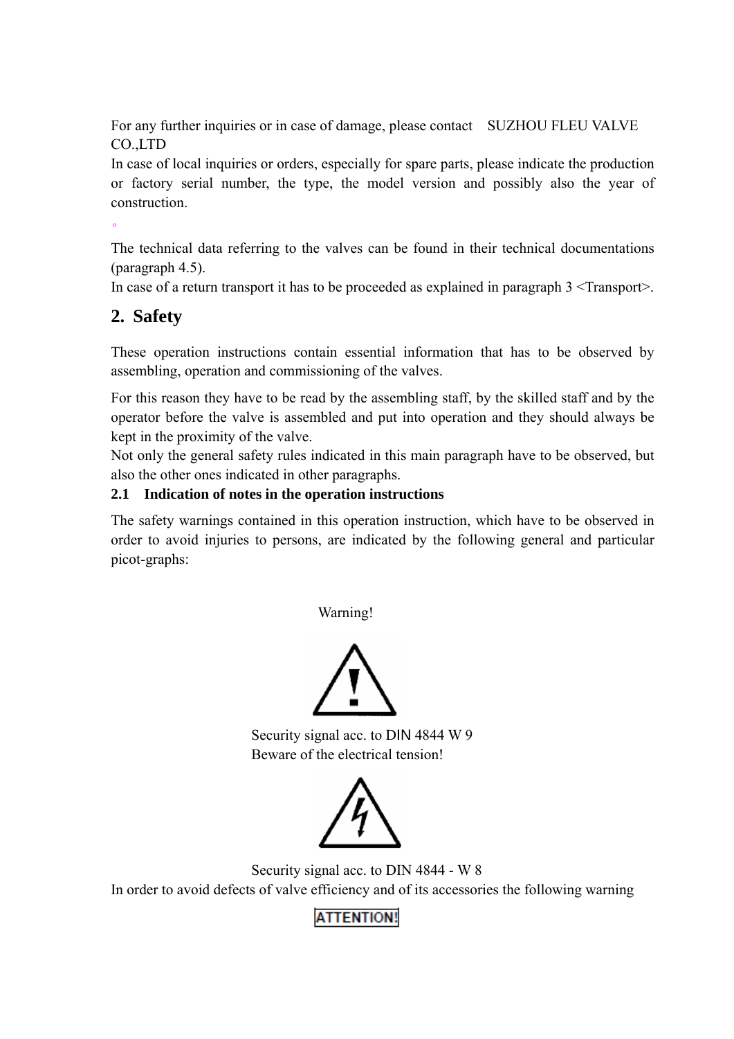For any further inquiries or in case of damage, please contact SUZHOU FLEU VALVE CO.,LTD

In case of local inquiries or orders, especially for spare parts, please indicate the production or factory serial number, the type, the model version and possibly also the year of construction.

。

The technical data referring to the valves can be found in their technical documentations (paragraph 4.5).

In case of a return transport it has to be proceeded as explained in paragraph 3 <Transport>.

## 2. Safety

These operation instructions contain essential information that has to be observed by assembling, operation and commissioning of the valves.

For this reason they have to be read by the assembling staff, by the skilled staff and by the operator before the valve is assembled and put into operation and they should always be kept in the proximity of the valve.

Not only the general safety rules indicated in this main paragraph have to be observed, but also the other ones indicated in other paragraphs.

### 2.1 Indication of notes in the operation instructions

The safety warnings contained in this operation instruction, which have to be observed in order to avoid injuries to persons, are indicated by the following general and particular picot-graphs:

Warning!

Security signal acc. to DIN 4844 W 9

Beware of the electrical tension!

Security signal acc. to DIN 4844 - W 8

In order to avoid defects of valve efficiency and of its accessories the following warning

ATTENTION!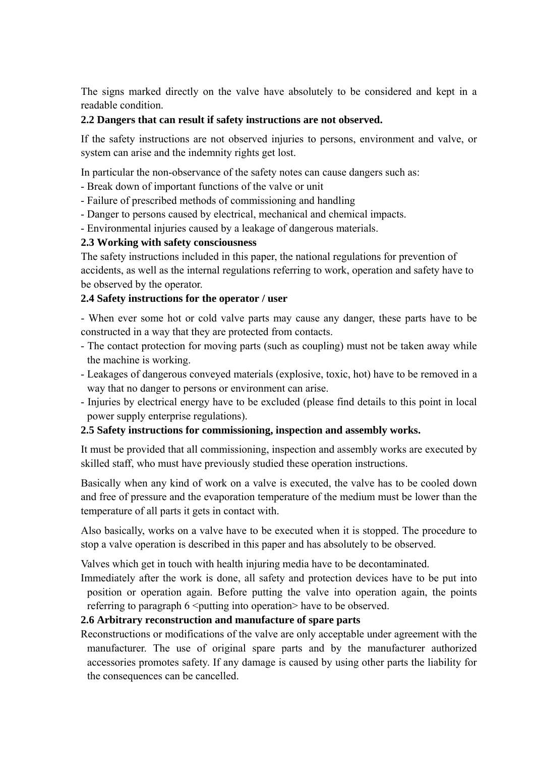The signs marked directly on the valve have absolutely to be considered and kept in a readable condition.

### 2.2 Dangers that can result if safety instructions are not observed.

If the safety instructions are not observed injuries to persons, environment and valve, or system can arise and the indemnity rights get lost.

In particular the non-observance of the safety notes can cause dangers such as:

- Break down of important functions of the valve or unit
- Failure of prescribed methods of commissioning and handling
- Danger to persons caused by electrical, mechanical and chemical impacts.
- Environmental injuries caused by a leakage of dangerous materials.

### 2.3 Working with safety consciousness

The safety instructions included in this paper, the national regulations for prevention of accidents, as well as the internal regulations referring to work, operation and safety have to be observed by the operator.

### 2.4 Safety instructions for the operator / user

- When ever some hot or cold valve parts may cause any danger, these parts have to be constructed in a way that they are protected from contacts.
- The contact protection for moving parts (such as coupling) must not be taken away while the machine is working.
- Leakages of dangerous conveyed materials (explosive, toxic, hot) have to be removed in a way that no danger to persons or environment can arise.
- Injuries by electrical energy have to be excluded (please find details to this point in local power supply enterprise regulations).

### 2.5 Safety instructions for commissioning, inspection and assembly works.

It must be provided that all commissioning, inspection and assembly works are executed by skilled staff, who must have previously studied these operation instructions.

Basically when any kind of work on a valve is executed, the valve has to be cooled down and free of pressure and the evaporation temperature of the medium must be lower than the temperature of all parts it gets in contact with.

Also basically, works on a valve have to be executed when it is stopped. The procedure to stop a valve operation is described in this paper and has absolutely to be observed.

Valves which get in touch with health injuring media have to be decontaminated.

Immediately after the work is done, all safety and protection devices have to be put into position or operation again. Before putting the valve into operation again, the points referring to paragraph 6 <putting into operation> have to be observed.

### 2.6 Arbitrary reconstruction and manufacture of spare parts

Reconstructions or modifications of the valve are only acceptable under agreement with the manufacturer. The use of original spare parts and by the manufacturer authorized accessories promotes safety. If any damage is caused by using other parts the liability for the consequences can be cancelled.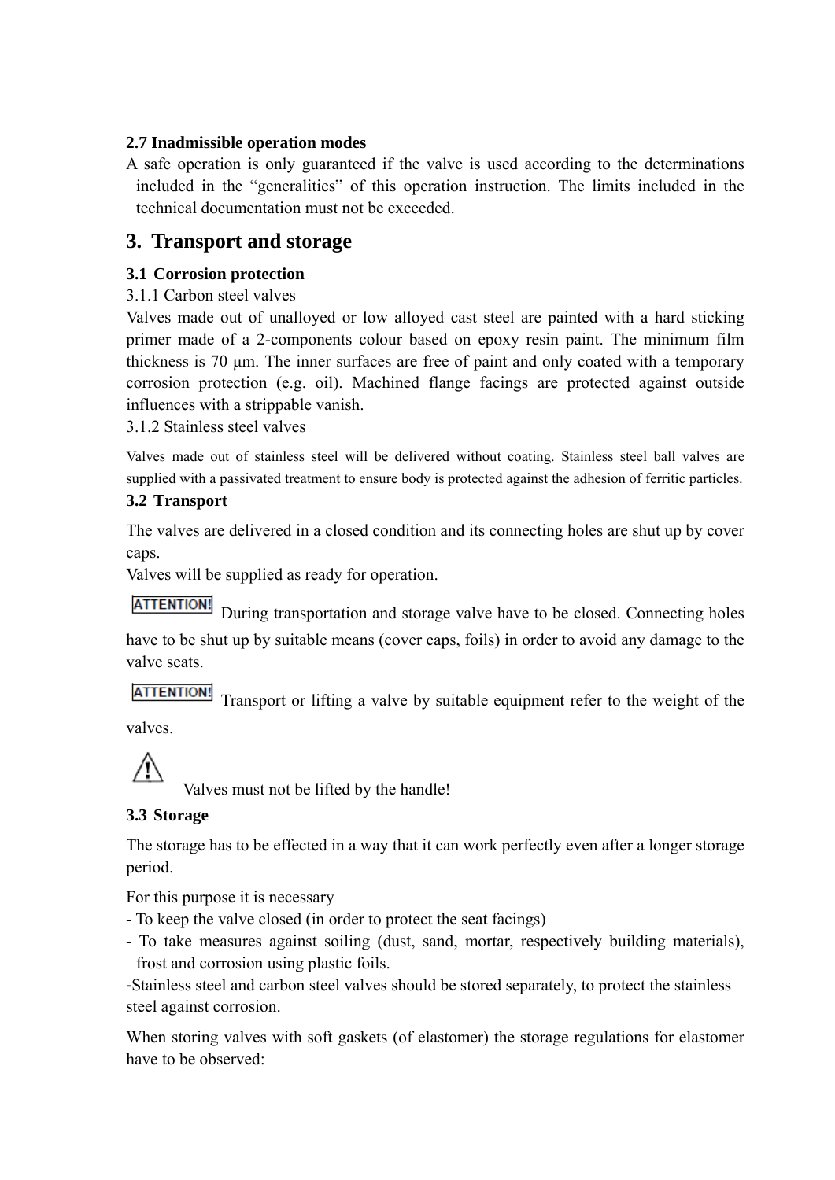**2.7 Inadmissible operation modes**

A safe operation is only guaranteed if the valve is used according to the determinations included in the “generalities” of this operation instruction. The limits included in the technical documentation must not be exceeded.

# 3. Transport and storage

## 3.1 Corrosion protection

3.1.1 Carbon steel valves

Valves made out of unalloyed or low alloyed cast steel are painted with a hard sticking primer made of a 2-components colour based on epoxy resin paint. The minimum film thickness is 70 µm. The inner surfaces are free of paint and only coated with a temporary corrosion protection (e.g. oil). Machined flange facings are protected against outside influences with a strippable vanish.

3.1.2 Stainless steel valves

Valves made out of stainless steel will be delivered without coating. Stainless steel ball valves are supplied with a passivated treatment to ensure body is protected against the adhesion of ferritic particles.

## 3.2 Transport

The valves are delivered in a closed condition and its connecting holes are shut up by cover caps.

Valves will be supplied as ready for operation.

**ATTENTION!** During transportation and storage valve have to be closed. Connecting holes have to be shut up by suitable means (cover caps, foils) in order to avoid any damage to the valve seats.

**ATTENTION!** Transport or lifting a valve by suitable equipment refer to the weight of the valves.

⚠ Valves must not be lifted by the handle!

## 3.3 Storage

The storage has to be effected in a way that it can work perfectly even after a longer storage period.

For this purpose it is necessary

- To keep the valve closed (in order to protect the seat facings)
- To take measures against soiling (dust, sand, mortar, respectively building materials), frost and corrosion using plastic foils.
- Stainless steel and carbon steel valves should be stored separately, to protect the stainless steel against corrosion.

When storing valves with soft gaskets (of elastomer) the storage regulations for elastomer have to be observed: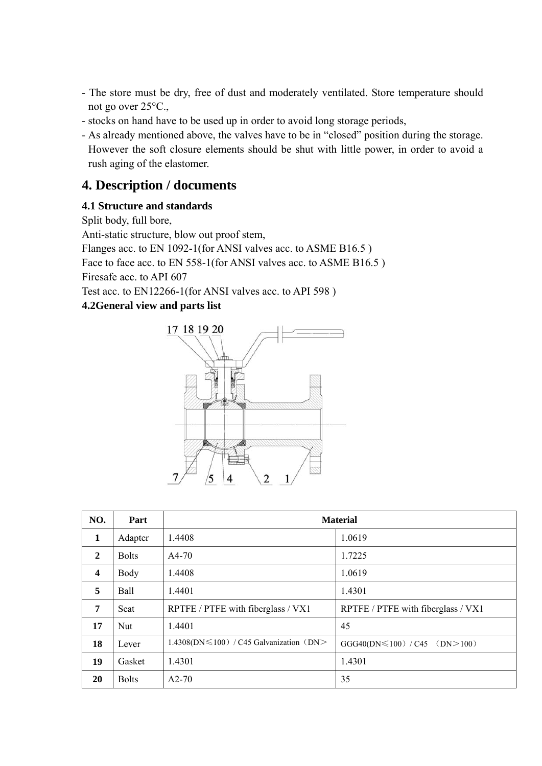- The store must be dry, free of dust and moderately ventilated. Store temperature should not go over 25°C.,
- stocks on hand have to be used up in order to avoid long storage periods,
- As already mentioned above, the valves have to be in "closed" position during the storage. However the soft closure elements should be shut with little power, in order to avoid a rush aging of the elastomer.

# 4. Description / documents

### 4.1 Structure and standards

Split body, full bore,
Anti-static structure, blow out proof stem,
Flanges acc. to EN 1092-1(for ANSI valves acc. to ASME B16.5 )
Face to face acc. to EN 558-1(for ANSI valves acc. to ASME B16.5 )
Firesafe acc. to API 607
Test acc. to EN12266-1(for ANSI valves acc. to API 598 )

### 4.2General view and parts list

| NO. | Part | Material | |
|---|---|---|---|
| **1** | Adapter | 1.4408 | 1.0619 |
| **2** | Bolts | A4-70 | 1.7225 |
| **4** | Body | 1.4408 | 1.0619 |
| **5** | Ball | 1.4401 | 1.4301 |
| **7** | Seat | RPTFE / PTFE with fiberglass / VX1 | RPTFE / PTFE with fiberglass / VX1 |
| **17** | Nut | 1.4401 | 45 |
| **18** | Lever | 1.4308(DN≤100）/ C45 Galvanization（DN＞ | GGG40(DN≤100）/ C45 （DN＞100） |
| **19** | Gasket | 1.4301 | 1.4301 |
| **20** | Bolts | A2-70 | 35 |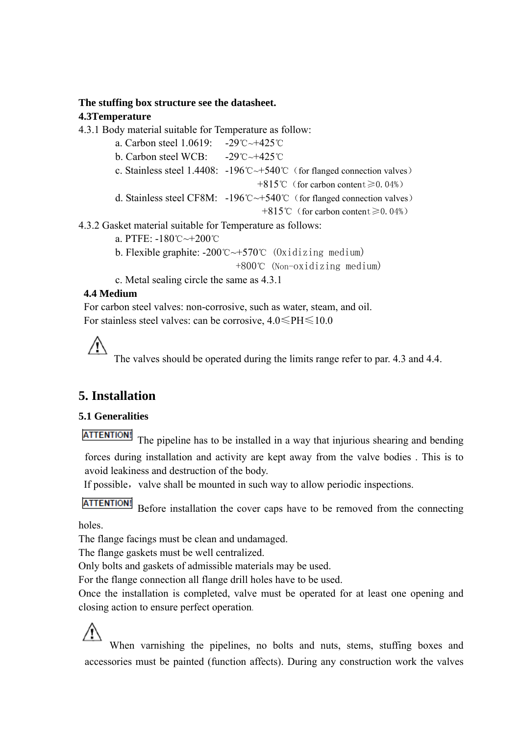**The stuffing box structure see the datasheet.**

**4.3Temperature**

4.3.1 Body material suitable for Temperature as follow:

a. Carbon steel 1.0619: -29℃~+425℃

b. Carbon steel WCB: -29℃~+425℃

c. Stainless steel 1.4408: -196℃~+540℃（for flanged connection valves）
+815℃（for carbon content≥0.04%）

d. Stainless steel CF8M: -196℃~+540℃（for flanged connection valves）
+815℃（for carbon content≥0.04%）

4.3.2 Gasket material suitable for Temperature as follows:

a. PTFE: -180℃~+200℃

b. Flexible graphite: -200℃~+570℃ (Oxidizing medium)
+800℃ (Non-oxidizing medium)

c. Metal sealing circle the same as 4.3.1

**4.4 Medium**

For carbon steel valves: non-corrosive, such as water, steam, and oil.

For stainless steel valves: can be corrosive, 4.0≤PH≤10.0

⚠ The valves should be operated during the limits range refer to par. 4.3 and 4.4.

# 5. Installation

**5.1 Generalities**

ATTENTION! The pipeline has to be installed in a way that injurious shearing and bending forces during installation and activity are kept away from the valve bodies . This is to avoid leakiness and destruction of the body.

If possible，valve shall be mounted in such way to allow periodic inspections.

ATTENTION! Before installation the cover caps have to be removed from the connecting holes.

The flange facings must be clean and undamaged.

The flange gaskets must be well centralized.

Only bolts and gaskets of admissible materials may be used.

For the flange connection all flange drill holes have to be used.

Once the installation is completed, valve must be operated for at least one opening and closing action to ensure perfect operation.

⚠ When varnishing the pipelines, no bolts and nuts, stems, stuffing boxes and accessories must be painted (function affects). During any construction work the valves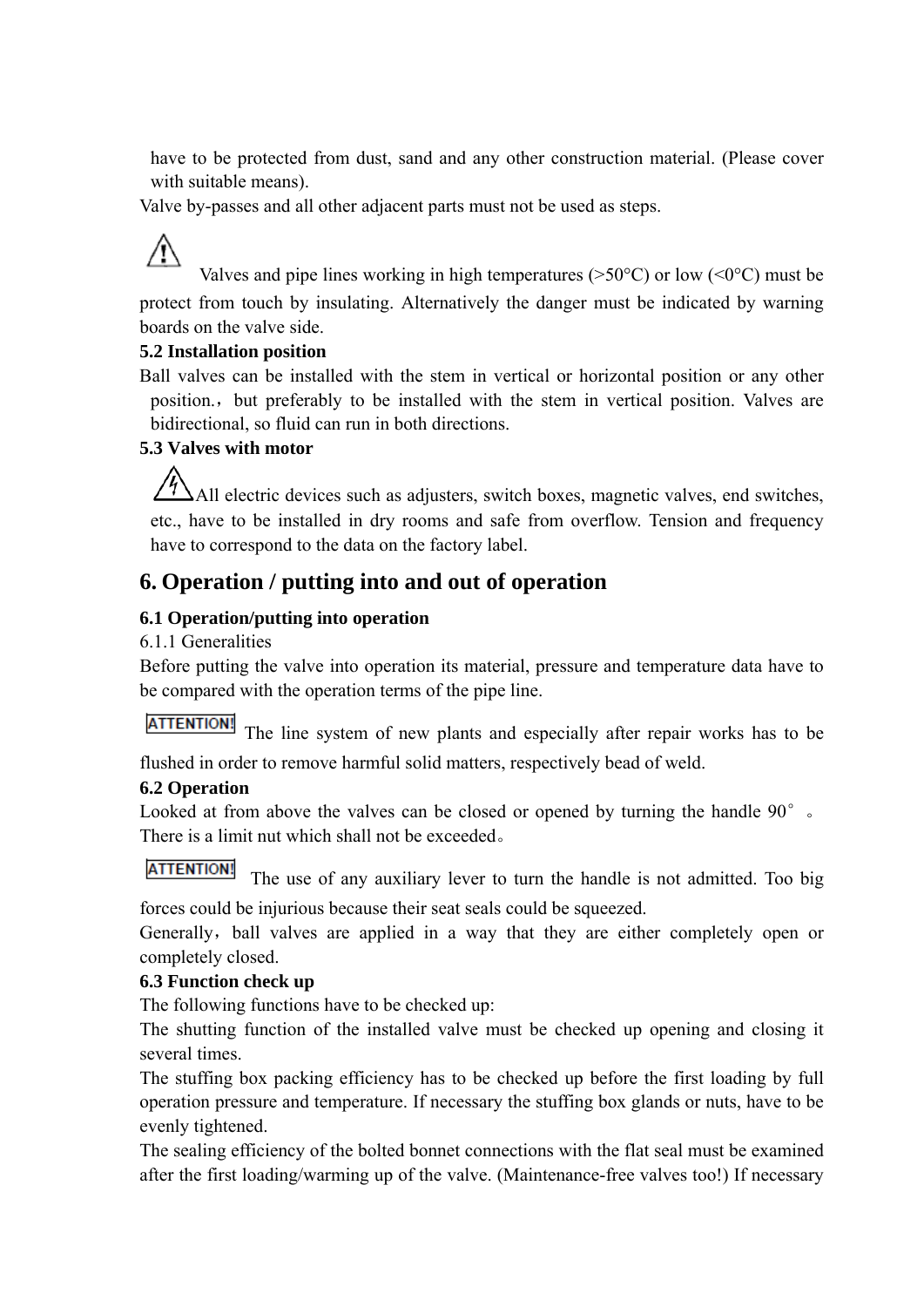have to be protected from dust, sand and any other construction material. (Please cover with suitable means).

Valve by-passes and all other adjacent parts must not be used as steps.

⚠ Valves and pipe lines working in high temperatures (>50°C) or low (<0°C) must be protect from touch by insulating. Alternatively the danger must be indicated by warning boards on the valve side.

**5.2 Installation position**

Ball valves can be installed with the stem in vertical or horizontal position or any other position.，but preferably to be installed with the stem in vertical position. Valves are bidirectional, so fluid can run in both directions.

**5.3 Valves with motor**

⚡ All electric devices such as adjusters, switch boxes, magnetic valves, end switches, etc., have to be installed in dry rooms and safe from overflow. Tension and frequency have to correspond to the data on the factory label.

## 6. Operation / putting into and out of operation

**6.1 Operation/putting into operation**

6.1.1 Generalities

Before putting the valve into operation its material, pressure and temperature data have to be compared with the operation terms of the pipe line.

**ATTENTION!** The line system of new plants and especially after repair works has to be flushed in order to remove harmful solid matters, respectively bead of weld.

**6.2 Operation**

Looked at from above the valves can be closed or opened by turning the handle 90°。There is a limit nut which shall not be exceeded。

**ATTENTION!** The use of any auxiliary lever to turn the handle is not admitted. Too big forces could be injurious because their seat seals could be squeezed.

Generally，ball valves are applied in a way that they are either completely open or completely closed.

**6.3 Function check up**

The following functions have to be checked up:

The shutting function of the installed valve must be checked up opening and closing it several times.

The stuffing box packing efficiency has to be checked up before the first loading by full operation pressure and temperature. If necessary the stuffing box glands or nuts, have to be evenly tightened.

The sealing efficiency of the bolted bonnet connections with the flat seal must be examined after the first loading/warming up of the valve. (Maintenance-free valves too!) If necessary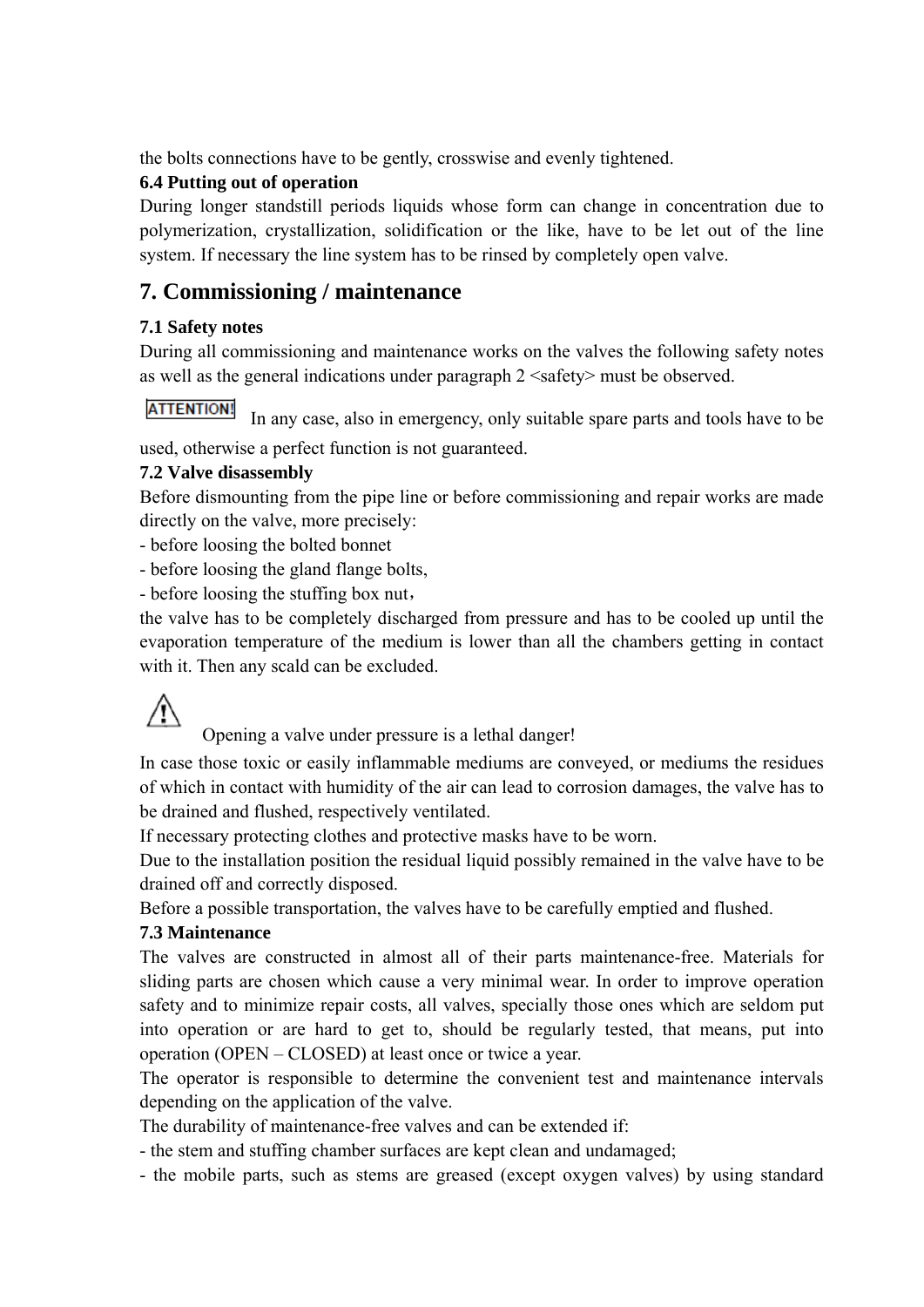the bolts connections have to be gently, crosswise and evenly tightened.

**6.4 Putting out of operation**

During longer standstill periods liquids whose form can change in concentration due to polymerization, crystallization, solidification or the like, have to be let out of the line system. If necessary the line system has to be rinsed by completely open valve.

## 7. Commissioning / maintenance

**7.1 Safety notes**

During all commissioning and maintenance works on the valves the following safety notes as well as the general indications under paragraph 2 <safety> must be observed.

ATTENTION! In any case, also in emergency, only suitable spare parts and tools have to be used, otherwise a perfect function is not guaranteed.

**7.2 Valve disassembly**

Before dismounting from the pipe line or before commissioning and repair works are made directly on the valve, more precisely:

- before loosing the bolted bonnet
- before loosing the gland flange bolts,
- before loosing the stuffing box nut，

the valve has to be completely discharged from pressure and has to be cooled up until the evaporation temperature of the medium is lower than all the chambers getting in contact with it. Then any scald can be excluded.

⚠ Opening a valve under pressure is a lethal danger!

In case those toxic or easily inflammable mediums are conveyed, or mediums the residues of which in contact with humidity of the air can lead to corrosion damages, the valve has to be drained and flushed, respectively ventilated.

If necessary protecting clothes and protective masks have to be worn.

Due to the installation position the residual liquid possibly remained in the valve have to be drained off and correctly disposed.

Before a possible transportation, the valves have to be carefully emptied and flushed.

**7.3 Maintenance**

The valves are constructed in almost all of their parts maintenance-free. Materials for sliding parts are chosen which cause a very minimal wear. In order to improve operation safety and to minimize repair costs, all valves, specially those ones which are seldom put into operation or are hard to get to, should be regularly tested, that means, put into operation (OPEN – CLOSED) at least once or twice a year.

The operator is responsible to determine the convenient test and maintenance intervals depending on the application of the valve.

The durability of maintenance-free valves and can be extended if:

- the stem and stuffing chamber surfaces are kept clean and undamaged;
- the mobile parts, such as stems are greased (except oxygen valves) by using standard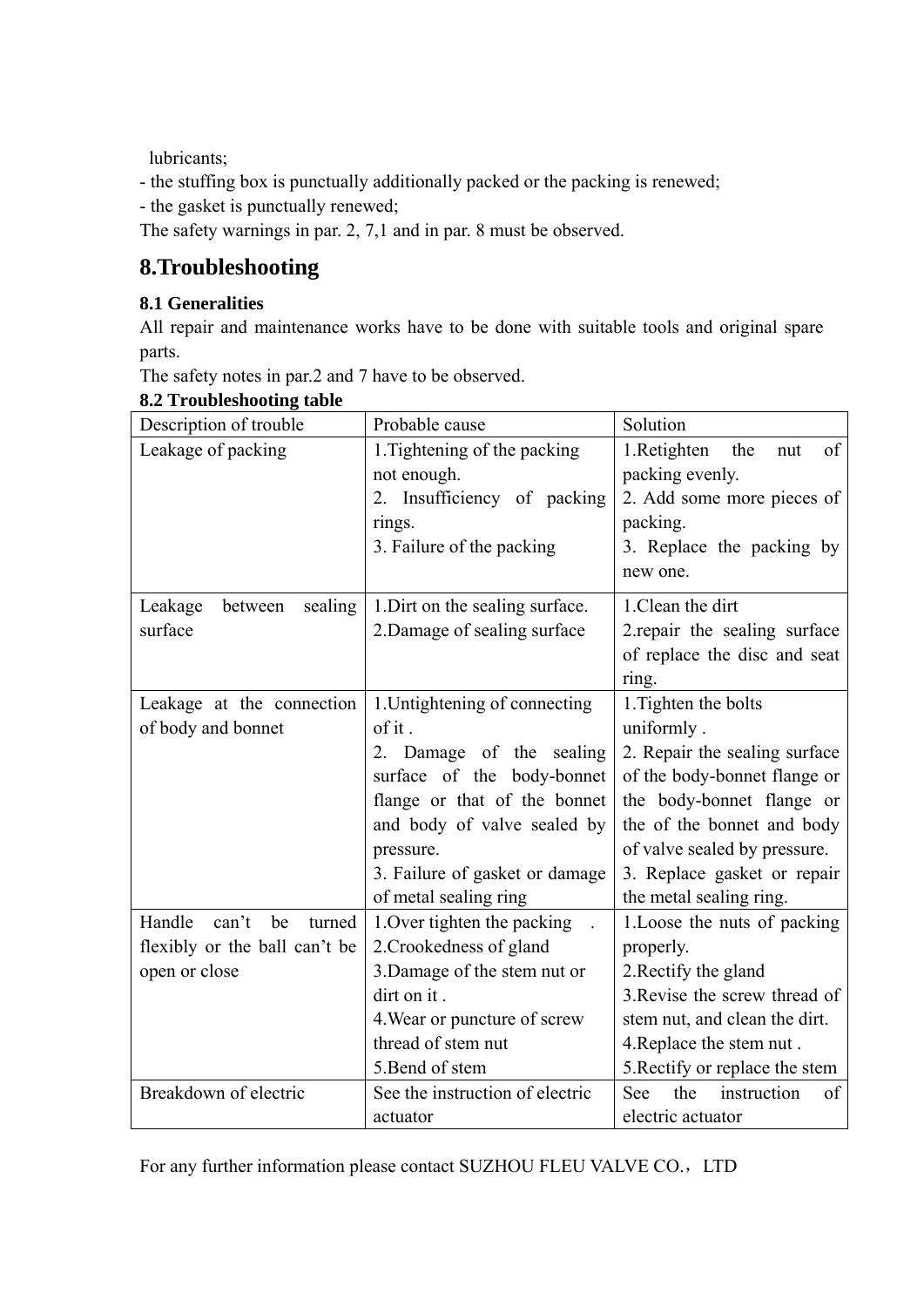lubricants;

- the stuffing box is punctually additionally packed or the packing is renewed;
- the gasket is punctually renewed;

The safety warnings in par. 2, 7,1 and in par. 8 must be observed.

# 8.Troubleshooting

**8.1 Generalities**

All repair and maintenance works have to be done with suitable tools and original spare parts.

The safety notes in par.2 and 7 have to be observed.

**8.2 Troubleshooting table**

| Description of trouble | Probable cause | Solution |
|---|---|---|
| Leakage of packing | 1.Tightening of the packing not enough.<br>2. Insufficiency of packing rings.<br>3. Failure of the packing | 1.Retighten the nut of packing evenly.<br>2. Add some more pieces of packing.<br>3. Replace the packing by new one. |
| Leakage between sealing surface | 1.Dirt on the sealing surface.<br>2.Damage of sealing surface | 1.Clean the dirt<br>2.repair the sealing surface of replace the disc and seat ring. |
| Leakage at the connection of body and bonnet | 1.Untightening of connecting of it .<br>2. Damage of the sealing surface of the body-bonnet flange or that of the bonnet and body of valve sealed by pressure.<br>3. Failure of gasket or damage of metal sealing ring | 1.Tighten the bolts uniformly .<br>2. Repair the sealing surface of the body-bonnet flange or the body-bonnet flange or the of the bonnet and body of valve sealed by pressure.<br>3. Replace gasket or repair the metal sealing ring. |
| Handle can't be turned flexibly or the ball can't be open or close | 1.Over tighten the packing .<br>2.Crookedness of gland<br>3.Damage of the stem nut or dirt on it .<br>4.Wear or puncture of screw thread of stem nut<br>5.Bend of stem | 1.Loose the nuts of packing properly.<br>2.Rectify the gland<br>3.Revise the screw thread of stem nut, and clean the dirt.<br>4.Replace the stem nut .<br>5.Rectify or replace the stem |
| Breakdown of electric | See the instruction of electric actuator | See the instruction of electric actuator |

For any further information please contact SUZHOU FLEU VALVE CO.，LTD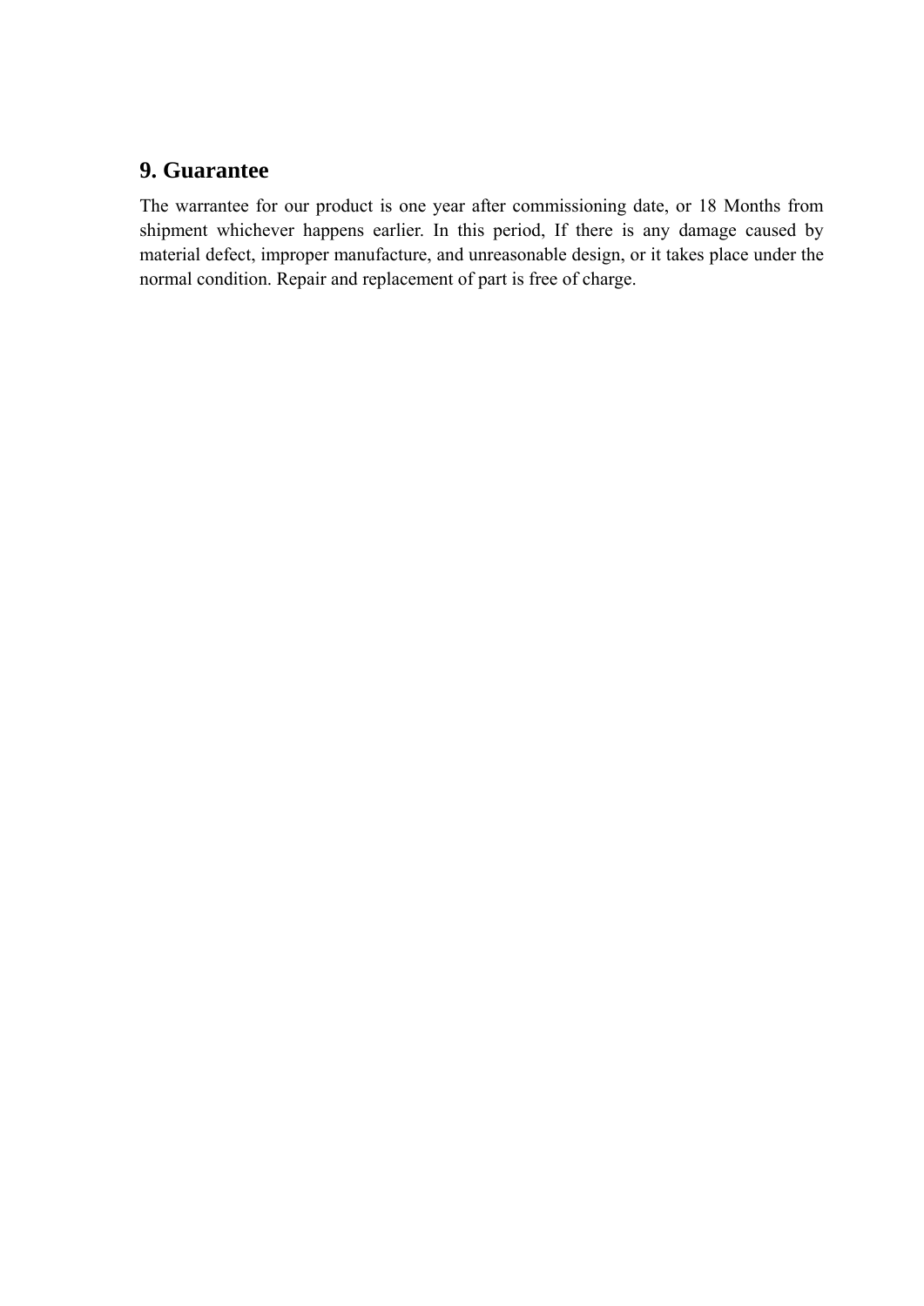## 9. Guarantee

The warrantee for our product is one year after commissioning date, or 18 Months from shipment whichever happens earlier. In this period, If there is any damage caused by material defect, improper manufacture, and unreasonable design, or it takes place under the normal condition. Repair and replacement of part is free of charge.